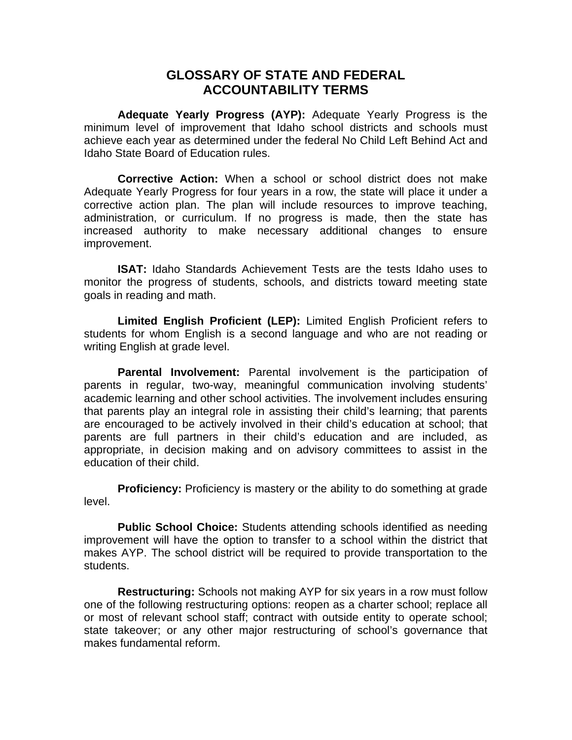# GLOSSARY OF STATE AND FEDERAL ACCOUNTABILITY TERMS

**Adequate Yearly Progress (AYP):** Adequate Yearly Progress is the minimum level of improvement that Idaho school districts and schools must achieve each year as determined under the federal No Child Left Behind Act and Idaho State Board of Education rules.

**Corrective Action:** When a school or school district does not make Adequate Yearly Progress for four years in a row, the state will place it under a corrective action plan. The plan will include resources to improve teaching, administration, or curriculum. If no progress is made, then the state has increased authority to make necessary additional changes to ensure improvement.

**ISAT:** Idaho Standards Achievement Tests are the tests Idaho uses to monitor the progress of students, schools, and districts toward meeting state goals in reading and math.

**Limited English Proficient (LEP):** Limited English Proficient refers to students for whom English is a second language and who are not reading or writing English at grade level.

**Parental Involvement:** Parental involvement is the participation of parents in regular, two-way, meaningful communication involving students' academic learning and other school activities. The involvement includes ensuring that parents play an integral role in assisting their child's learning; that parents are encouraged to be actively involved in their child's education at school; that parents are full partners in their child's education and are included, as appropriate, in decision making and on advisory committees to assist in the education of their child.

**Proficiency:** Proficiency is mastery or the ability to do something at grade level.

**Public School Choice:** Students attending schools identified as needing improvement will have the option to transfer to a school within the district that makes AYP. The school district will be required to provide transportation to the students.

**Restructuring:** Schools not making AYP for six years in a row must follow one of the following restructuring options: reopen as a charter school; replace all or most of relevant school staff; contract with outside entity to operate school; state takeover; or any other major restructuring of school's governance that makes fundamental reform.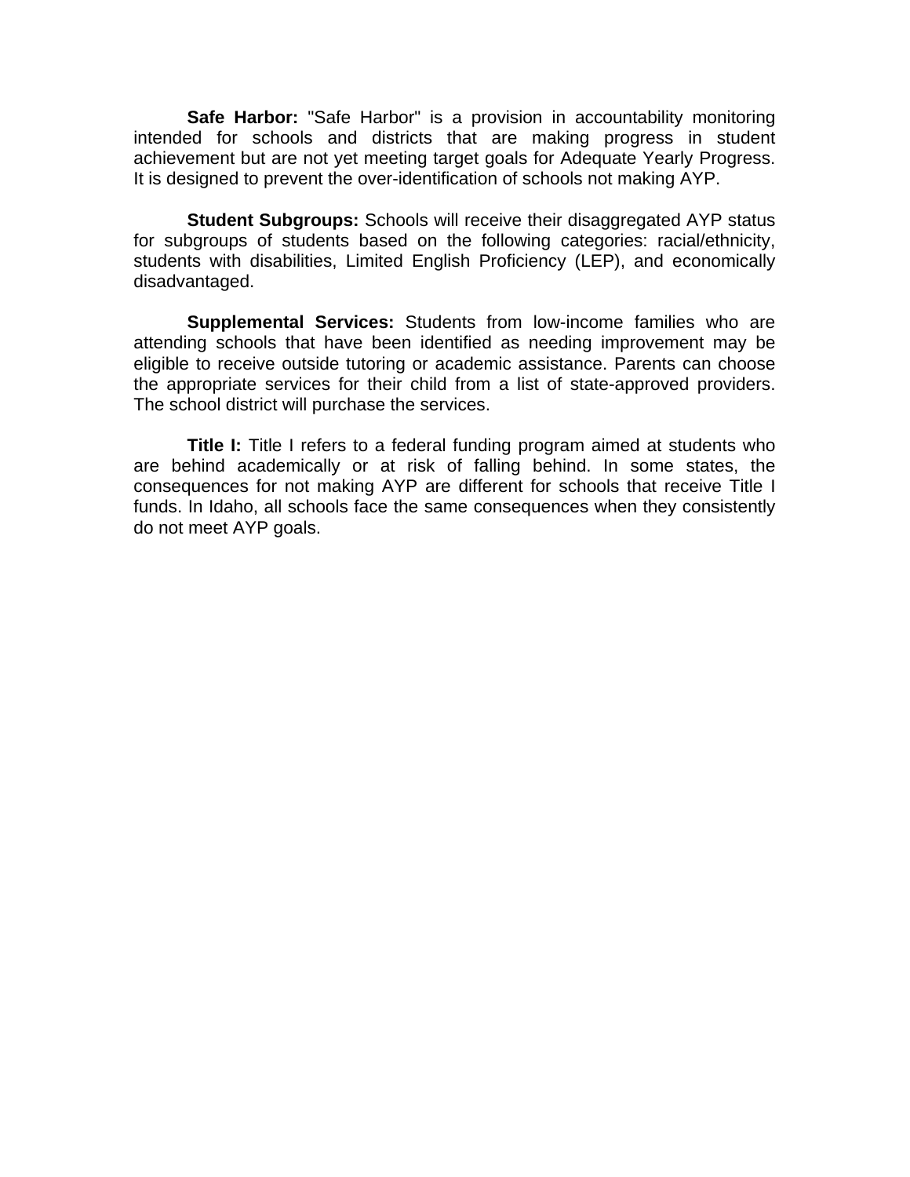**Safe Harbor:** "Safe Harbor" is a provision in accountability monitoring intended for schools and districts that are making progress in student achievement but are not yet meeting target goals for Adequate Yearly Progress. It is designed to prevent the over-identification of schools not making AYP.

**Student Subgroups:** Schools will receive their disaggregated AYP status for subgroups of students based on the following categories: racial/ethnicity, students with disabilities, Limited English Proficiency (LEP), and economically disadvantaged.

**Supplemental Services:** Students from low-income families who are attending schools that have been identified as needing improvement may be eligible to receive outside tutoring or academic assistance. Parents can choose the appropriate services for their child from a list of state-approved providers. The school district will purchase the services.

**Title I:** Title I refers to a federal funding program aimed at students who are behind academically or at risk of falling behind. In some states, the consequences for not making AYP are different for schools that receive Title I funds. In Idaho, all schools face the same consequences when they consistently do not meet AYP goals.